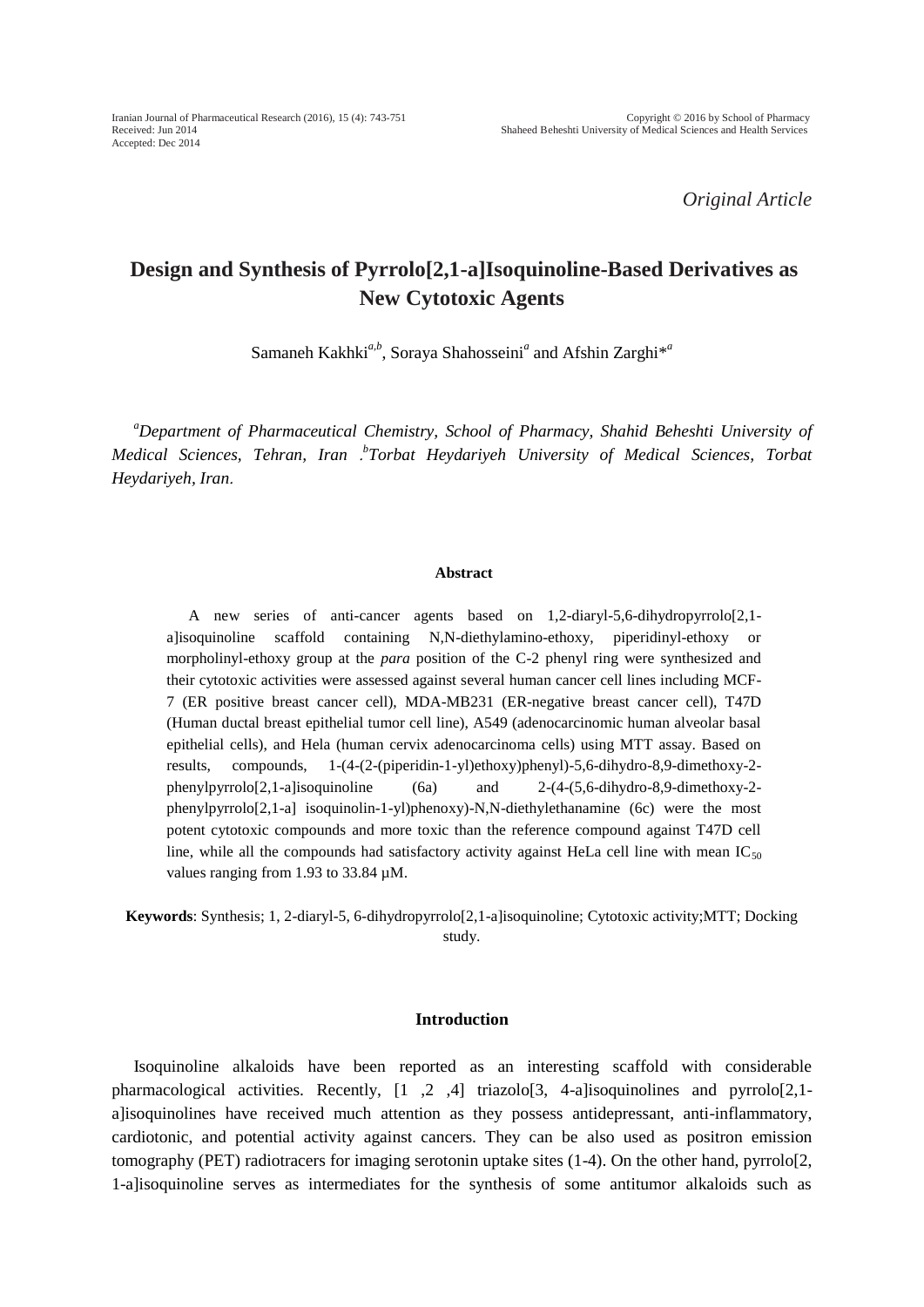Iranian Journal of Pharmaceutical Research (2016), 15 (4): 743-751
Received: Jun 2014
Accepted: Dec 2014

Copyright © 2016 by School of Pharmacy
Shaheed Beheshti University of Medical Sciences and Health Services

*Original Article*

# Design and Synthesis of Pyrrolo[2,1-a]Isoquinoline-Based Derivatives as New Cytotoxic Agents

Samaneh Kakhki[a,b], Soraya Shahosseini[a] and Afshin Zarghi*[a]

[a]*Department of Pharmaceutical Chemistry, School of Pharmacy, Shahid Beheshti University of Medical Sciences, Tehran, Iran .*[b]*Torbat Heydariyeh University of Medical Sciences, Torbat Heydariyeh, Iran*.

### Abstract

A new series of anti-cancer agents based on 1,2-diaryl-5,6-dihydropyrrolo[2,1-a]isoquinoline scaffold containing N,N-diethylamino-ethoxy, piperidinyl-ethoxy or morpholinyl-ethoxy group at the *para* position of the C-2 phenyl ring were synthesized and their cytotoxic activities were assessed against several human cancer cell lines including MCF-7 (ER positive breast cancer cell), MDA-MB231 (ER-negative breast cancer cell), T47D (Human ductal breast epithelial tumor cell line), A549 (adenocarcinomic human alveolar basal epithelial cells), and Hela (human cervix adenocarcinoma cells) using MTT assay. Based on results, compounds, 1-(4-(2-(piperidin-1-yl)ethoxy)phenyl)-5,6-dihydro-8,9-dimethoxy-2-phenylpyrrolo[2,1-a]isoquinoline (6a) and 2-(4-(5,6-dihydro-8,9-dimethoxy-2-phenylpyrrolo[2,1-a] isoquinolin-1-yl)phenoxy)-N,N-diethylethanamine (6c) were the most potent cytotoxic compounds and more toxic than the reference compound against T47D cell line, while all the compounds had satisfactory activity against HeLa cell line with mean $IC_{50}$ values ranging from 1.93 to 33.84 µM.

**Keywords**: Synthesis; 1, 2-diaryl-5, 6-dihydropyrrolo[2,1-a]isoquinoline; Cytotoxic activity;MTT; Docking study.

### Introduction

Isoquinoline alkaloids have been reported as an interesting scaffold with considerable pharmacological activities. Recently, [1 ,2 ,4] triazolo[3, 4-a]isoquinolines and pyrrolo[2,1-a]isoquinolines have received much attention as they possess antidepressant, anti-inflammatory, cardiotonic, and potential activity against cancers. They can be also used as positron emission tomography (PET) radiotracers for imaging serotonin uptake sites (1-4). On the other hand, pyrrolo[2, 1-a]isoquinoline serves as intermediates for the synthesis of some antitumor alkaloids such as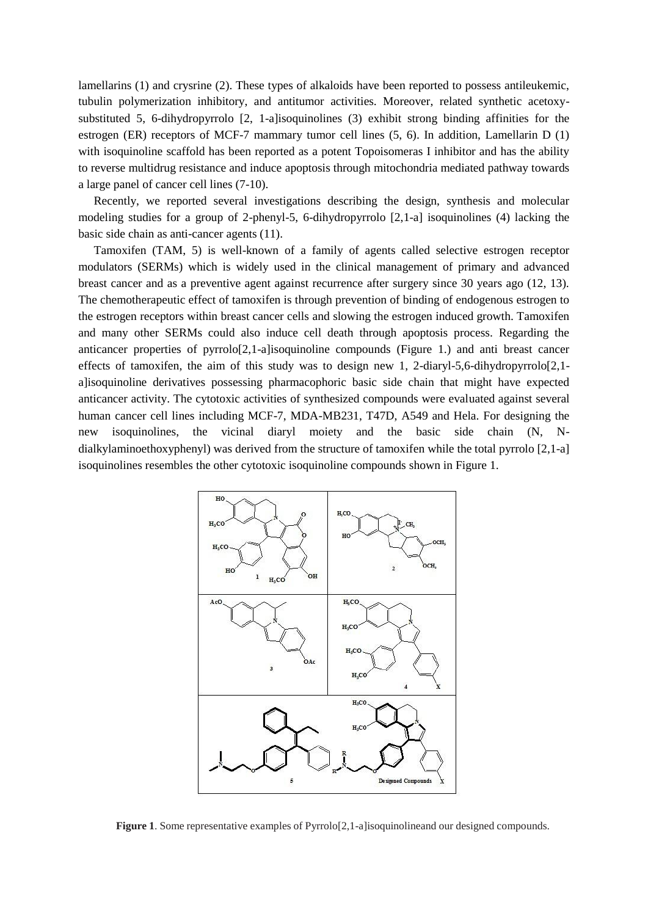lamellarins (1) and crysrine (2). These types of alkaloids have been reported to possess antileukemic, tubulin polymerization inhibitory, and antitumor activities. Moreover, related synthetic acetoxy-substituted 5, 6-dihydropyrrolo [2, 1-a]isoquinolines (3) exhibit strong binding affinities for the estrogen (ER) receptors of MCF-7 mammary tumor cell lines (5, 6). In addition, Lamellarin D (1) with isoquinoline scaffold has been reported as a potent Topoisomeras I inhibitor and has the ability to reverse multidrug resistance and induce apoptosis through mitochondria mediated pathway towards a large panel of cancer cell lines (7-10).

Recently, we reported several investigations describing the design, synthesis and molecular modeling studies for a group of 2-phenyl-5, 6-dihydropyrrolo [2,1-a] isoquinolines (4) lacking the basic side chain as anti-cancer agents (11).

Tamoxifen (TAM, 5) is well-known of a family of agents called selective estrogen receptor modulators (SERMs) which is widely used in the clinical management of primary and advanced breast cancer and as a preventive agent against recurrence after surgery since 30 years ago (12, 13). The chemotherapeutic effect of tamoxifen is through prevention of binding of endogenous estrogen to the estrogen receptors within breast cancer cells and slowing the estrogen induced growth. Tamoxifen and many other SERMs could also induce cell death through apoptosis process. Regarding the anticancer properties of pyrrolo[2,1-a]isoquinoline compounds (Figure 1.) and anti breast cancer effects of tamoxifen, the aim of this study was to design new 1, 2-diaryl-5,6-dihydropyrrolo[2,1-a]isoquinoline derivatives possessing pharmacophoric basic side chain that might have expected anticancer activity. The cytotoxic activities of synthesized compounds were evaluated against several human cancer cell lines including MCF-7, MDA-MB231, T47D, A549 and Hela. For designing the new isoquinolines, the vicinal diaryl moiety and the basic side chain (N, N-dialkylaminoethoxyphenyl) was derived from the structure of tamoxifen while the total pyrrolo [2,1-a] isoquinolines resembles the other cytotoxic isoquinoline compounds shown in Figure 1.

**Figure 1**. Some representative examples of Pyrrolo[2,1-a]isoquinolineand our designed compounds.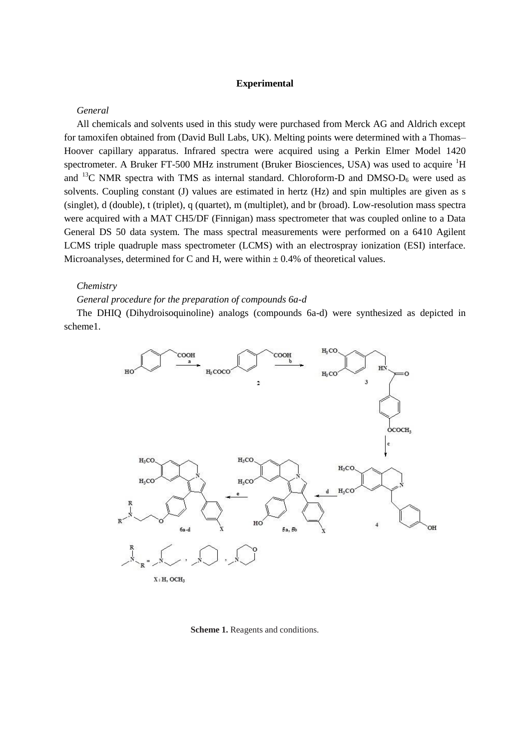**Experimental**

*General*

All chemicals and solvents used in this study were purchased from Merck AG and Aldrich except for tamoxifen obtained from (David Bull Labs, UK). Melting points were determined with a Thomas–Hoover capillary apparatus. Infrared spectra were acquired using a Perkin Elmer Model 1420 spectrometer. A Bruker FT-500 MHz instrument (Bruker Biosciences, USA) was used to acquire $^{1}$H and $^{13}$C NMR spectra with TMS as internal standard. Chloroform-D and DMSO-$D_6$ were used as solvents. Coupling constant (J) values are estimated in hertz (Hz) and spin multiples are given as s (singlet), d (double), t (triplet), q (quartet), m (multiplet), and br (broad). Low-resolution mass spectra were acquired with a MAT CH5/DF (Finnigan) mass spectrometer that was coupled online to a Data General DS 50 data system. The mass spectral measurements were performed on a 6410 Agilent LCMS triple quadruple mass spectrometer (LCMS) with an electrospray ionization (ESI) interface. Microanalyses, determined for C and H, were within ± 0.4% of theoretical values.

*Chemistry*

*General procedure for the preparation of compounds 6a-d*

The DHIQ (Dihydroisoquinoline) analogs (compounds 6a-d) were synthesized as depicted in scheme1.

**Scheme 1.** Reagents and conditions.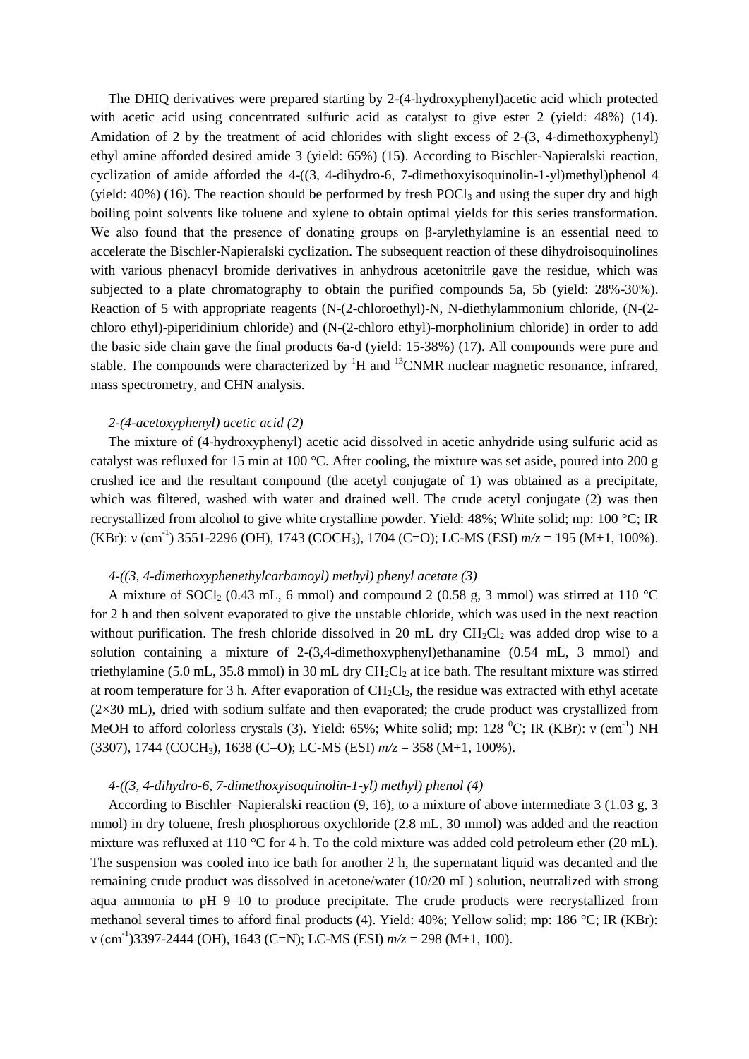The DHIQ derivatives were prepared starting by 2-(4-hydroxyphenyl)acetic acid which protected with acetic acid using concentrated sulfuric acid as catalyst to give ester 2 (yield: 48%) (14). Amidation of 2 by the treatment of acid chlorides with slight excess of 2-(3, 4-dimethoxyphenyl) ethyl amine afforded desired amide 3 (yield: 65%) (15). According to Bischler-Napieralski reaction, cyclization of amide afforded the 4-((3, 4-dihydro-6, 7-dimethoxyisoquinolin-1-yl)methyl)phenol 4 (yield: 40%) (16). The reaction should be performed by fresh $POCl_3$ and using the super dry and high boiling point solvents like toluene and xylene to obtain optimal yields for this series transformation. We also found that the presence of donating groups on β-arylethylamine is an essential need to accelerate the Bischler-Napieralski cyclization. The subsequent reaction of these dihydroisoquinolines with various phenacyl bromide derivatives in anhydrous acetonitrile gave the residue, which was subjected to a plate chromatography to obtain the purified compounds 5a, 5b (yield: 28%-30%). Reaction of 5 with appropriate reagents (N-(2-chloroethyl)-N, N-diethylammonium chloride, (N-(2-chloro ethyl)-piperidinium chloride) and (N-(2-chloro ethyl)-morpholinium chloride) in order to add the basic side chain gave the final products 6a-d (yield: 15-38%) (17). All compounds were pure and stable. The compounds were characterized by $^{1}H$ and $^{13}C$NMR nuclear magnetic resonance, infrared, mass spectrometry, and CHN analysis.

*2-(4-acetoxyphenyl) acetic acid (2)*

The mixture of (4-hydroxyphenyl) acetic acid dissolved in acetic anhydride using sulfuric acid as catalyst was refluxed for 15 min at 100 °C. After cooling, the mixture was set aside, poured into 200 g crushed ice and the resultant compound (the acetyl conjugate of 1) was obtained as a precipitate, which was filtered, washed with water and drained well. The crude acetyl conjugate (2) was then recrystallized from alcohol to give white crystalline powder. Yield: 48%; White solid; mp: 100 °C; IR (KBr): ν ($cm^{-1}$) 3551-2296 (OH), 1743 ($COCH_3$), 1704 (C=O); LC-MS (ESI) *m/z* = 195 (M+1, 100%).

*4-((3, 4-dimethoxyphenethylcarbamoyl) methyl) phenyl acetate (3)*

A mixture of $SOCl_2$ (0.43 mL, 6 mmol) and compound 2 (0.58 g, 3 mmol) was stirred at 110 °C for 2 h and then solvent evaporated to give the unstable chloride, which was used in the next reaction without purification. The fresh chloride dissolved in 20 mL dry $CH_2Cl_2$ was added drop wise to a solution containing a mixture of 2-(3,4-dimethoxyphenyl)ethanamine (0.54 mL, 3 mmol) and triethylamine (5.0 mL, 35.8 mmol) in 30 mL dry $CH_2Cl_2$ at ice bath. The resultant mixture was stirred at room temperature for 3 h. After evaporation of $CH_2Cl_2$, the residue was extracted with ethyl acetate (2×30 mL), dried with sodium sulfate and then evaporated; the crude product was crystallized from MeOH to afford colorless crystals (3). Yield: 65%; White solid; mp: 128 $^{0}$C; IR (KBr): ν ($cm^{-1}$) NH (3307), 1744 ($COCH_3$), 1638 (C=O); LC-MS (ESI) *m/z* = 358 (M+1, 100%).

*4-((3, 4-dihydro-6, 7-dimethoxyisoquinolin-1-yl) methyl) phenol (4)*

According to Bischler–Napieralski reaction (9, 16), to a mixture of above intermediate 3 (1.03 g, 3 mmol) in dry toluene, fresh phosphorous oxychloride (2.8 mL, 30 mmol) was added and the reaction mixture was refluxed at 110 °C for 4 h. To the cold mixture was added cold petroleum ether (20 mL). The suspension was cooled into ice bath for another 2 h, the supernatant liquid was decanted and the remaining crude product was dissolved in acetone/water (10/20 mL) solution, neutralized with strong aqua ammonia to pH 9–10 to produce precipitate. The crude products were recrystallized from methanol several times to afford final products (4). Yield: 40%; Yellow solid; mp: 186 °C; IR (KBr): ν ($cm^{-1}$)3397-2444 (OH), 1643 (C=N); LC-MS (ESI) *m/z* = 298 (M+1, 100).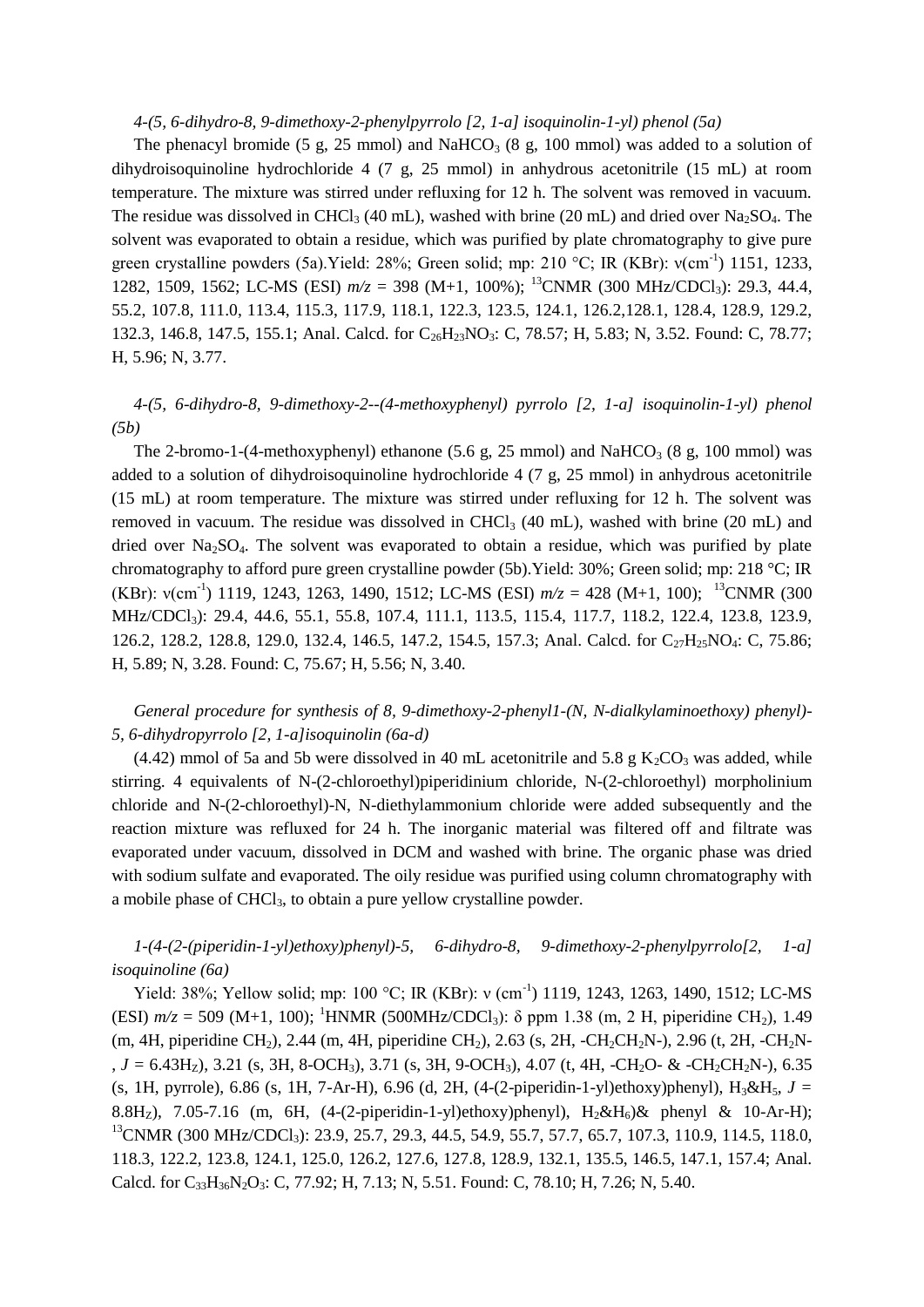*4-(5, 6-dihydro-8, 9-dimethoxy-2-phenylpyrrolo [2, 1-a] isoquinolin-1-yl) phenol (5a)*

The phenacyl bromide (5 g, 25 mmol) and $NaHCO_3$ (8 g, 100 mmol) was added to a solution of dihydroisoquinoline hydrochloride 4 (7 g, 25 mmol) in anhydrous acetonitrile (15 mL) at room temperature. The mixture was stirred under refluxing for 12 h. The solvent was removed in vacuum. The residue was dissolved in $CHCl_3$ (40 mL), washed with brine (20 mL) and dried over $Na_2SO_4$. The solvent was evaporated to obtain a residue, which was purified by plate chromatography to give pure green crystalline powders (5a).Yield: 28%; Green solid; mp: 210 °C; IR (KBr): ν($cm^{-1}$) 1151, 1233, 1282, 1509, 1562; LC-MS (ESI) *m/z* = 398 (M+1, 100%); $^{13}$CNMR (300 MHz/$CDCl_3$): 29.3, 44.4, 55.2, 107.8, 111.0, 113.4, 115.3, 117.9, 118.1, 122.3, 123.5, 124.1, 126.2,128.1, 128.4, 128.9, 129.2, 132.3, 146.8, 147.5, 155.1; Anal. Calcd. for $C_{26}H_{23}NO_3$: C, 78.57; H, 5.83; N, 3.52. Found: C, 78.77; H, 5.96; N, 3.77.

*4-(5, 6-dihydro-8, 9-dimethoxy-2--(4-methoxyphenyl) pyrrolo [2, 1-a] isoquinolin-1-yl) phenol (5b)*

The 2-bromo-1-(4-methoxyphenyl) ethanone (5.6 g, 25 mmol) and $NaHCO_3$ (8 g, 100 mmol) was added to a solution of dihydroisoquinoline hydrochloride 4 (7 g, 25 mmol) in anhydrous acetonitrile (15 mL) at room temperature. The mixture was stirred under refluxing for 12 h. The solvent was removed in vacuum. The residue was dissolved in $CHCl_3$ (40 mL), washed with brine (20 mL) and dried over $Na_2SO_4$. The solvent was evaporated to obtain a residue, which was purified by plate chromatography to afford pure green crystalline powder (5b).Yield: 30%; Green solid; mp: 218 °C; IR (KBr): ν($cm^{-1}$) 1119, 1243, 1263, 1490, 1512; LC-MS (ESI) *m/z* = 428 (M+1, 100); $^{13}$CNMR (300 MHz/$CDCl_3$): 29.4, 44.6, 55.1, 55.8, 107.4, 111.1, 113.5, 115.4, 117.7, 118.2, 122.4, 123.8, 123.9, 126.2, 128.2, 128.8, 129.0, 132.4, 146.5, 147.2, 154.5, 157.3; Anal. Calcd. for $C_{27}H_{25}NO_4$: C, 75.86; H, 5.89; N, 3.28. Found: C, 75.67; H, 5.56; N, 3.40.

*General procedure for synthesis of 8, 9-dimethoxy-2-phenyl1-(N, N-dialkylaminoethoxy) phenyl)-5, 6-dihydropyrrolo [2, 1-a]isoquinolin (6a-d)*

(4.42) mmol of 5a and 5b were dissolved in 40 mL acetonitrile and 5.8 g $K_2CO_3$ was added, while stirring. 4 equivalents of N-(2-chloroethyl)piperidinium chloride, N-(2-chloroethyl) morpholinium chloride and N-(2-chloroethyl)-N, N-diethylammonium chloride were added subsequently and the reaction mixture was refluxed for 24 h. The inorganic material was filtered off and filtrate was evaporated under vacuum, dissolved in DCM and washed with brine. The organic phase was dried with sodium sulfate and evaporated. The oily residue was purified using column chromatography with a mobile phase of $CHCl_3$, to obtain a pure yellow crystalline powder.

*1-(4-(2-(piperidin-1-yl)ethoxy)phenyl)-5, 6-dihydro-8, 9-dimethoxy-2-phenylpyrrolo[2, 1-a] isoquinoline (6a)*

Yield: 38%; Yellow solid; mp: 100 °C; IR (KBr): ν ($cm^{-1}$) 1119, 1243, 1263, 1490, 1512; LC-MS (ESI) *m/z* = 509 (M+1, 100); $^{1}$HNMR (500MHz/$CDCl_3$): δ ppm 1.38 (m, 2 H, piperidine $CH_2$), 1.49 (m, 4H, piperidine $CH_2$), 2.44 (m, 4H, piperidine $CH_2$), 2.63 (s, 2H, -$CH_2CH_2$N-), 2.96 (t, 2H, -$CH_2$N-, *J* = 6.43Hz), 3.21 (s, 3H, 8-$OCH_3$), 3.71 (s, 3H, 9-$OCH_3$), 4.07 (t, 4H, -$CH_2$O- & -$CH_2CH_2$N-), 6.35 (s, 1H, pyrrole), 6.86 (s, 1H, 7-Ar-H), 6.96 (d, 2H, (4-(2-piperidin-1-yl)ethoxy)phenyl), $H_3$&$H_5$, *J* = 8.8Hz), 7.05-7.16 (m, 6H, (4-(2-piperidin-1-yl)ethoxy)phenyl), $H_2$&$H_6$)& phenyl & 10-Ar-H); $^{13}$CNMR (300 MHz/$CDCl_3$): 23.9, 25.7, 29.3, 44.5, 54.9, 55.7, 57.7, 65.7, 107.3, 110.9, 114.5, 118.0, 118.3, 122.2, 123.8, 124.1, 125.0, 126.2, 127.6, 127.8, 128.9, 132.1, 135.5, 146.5, 147.1, 157.4; Anal. Calcd. for $C_{33}H_{36}N_2O_3$: C, 77.92; H, 7.13; N, 5.51. Found: C, 78.10; H, 7.26; N, 5.40.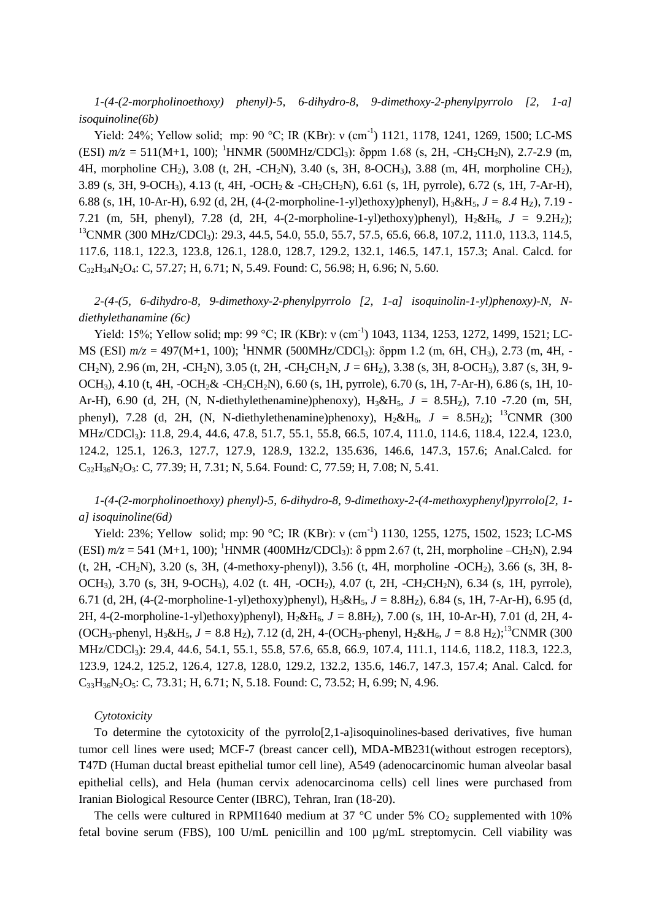*1-(4-(2-morpholinoethoxy) phenyl)-5, 6-dihydro-8, 9-dimethoxy-2-phenylpyrrolo [2, 1-a] isoquinoline(6b)*

Yield: 24%; Yellow solid; mp: 90 °C; IR (KBr): ν ($cm^{-1}$) 1121, 1178, 1241, 1269, 1500; LC-MS (ESI) *m/z* = 511(M+1, 100); $^1$HNMR (500MHz/$CDCl_3$): δppm 1.68 (s, 2H, -$CH_2CH_2N$), 2.7-2.9 (m, 4H, morpholine $CH_2$), 3.08 (t, 2H, -$CH_2N$), 3.40 (s, 3H, 8-$OCH_3$), 3.88 (m, 4H, morpholine $CH_2$), 3.89 (s, 3H, 9-$OCH_3$), 4.13 (t, 4H, -$OCH_2$ & -$CH_2CH_2N$), 6.61 (s, 1H, pyrrole), 6.72 (s, 1H, 7-Ar-H), 6.88 (s, 1H, 10-Ar-H), 6.92 (d, 2H, (4-(2-morpholine-1-yl)ethoxy)phenyl), $H_3$&$H_5$, *J = 8.4* $H_Z$), 7.19 - 7.21 (m, 5H, phenyl), 7.28 (d, 2H, 4-(2-morpholine-1-yl)ethoxy)phenyl), $H_2$&$H_6$, *J* = 9.2$H_Z$); $^{13}$CNMR (300 MHz/$CDCl_3$): 29.3, 44.5, 54.0, 55.0, 55.7, 57.5, 65.6, 66.8, 107.2, 111.0, 113.3, 114.5, 117.6, 118.1, 122.3, 123.8, 126.1, 128.0, 128.7, 129.2, 132.1, 146.5, 147.1, 157.3; Anal. Calcd. for $C_{32}H_{34}N_2O_4$: C, 57.27; H, 6.71; N, 5.49. Found: C, 56.98; H, 6.96; N, 5.60.

*2-(4-(5, 6-dihydro-8, 9-dimethoxy-2-phenylpyrrolo [2, 1-a] isoquinolin-1-yl)phenoxy)-N, N-diethylethanamine (6c)*

Yield: 15%; Yellow solid; mp: 99 °C; IR (KBr): ν ($cm^{-1}$) 1043, 1134, 1253, 1272, 1499, 1521; LC-MS (ESI) *m/z* = 497(M+1, 100); $^1$HNMR (500MHz/$CDCl_3$): δppm 1.2 (m, 6H, $CH_3$), 2.73 (m, 4H, -$CH_2N$), 2.96 (m, 2H, -$CH_2N$), 3.05 (t, 2H, -$CH_2CH_2N$, *J* = 6$H_Z$), 3.38 (s, 3H, 8-$OCH_3$), 3.87 (s, 3H, 9-$OCH_3$), 4.10 (t, 4H, -$OCH_2$& -$CH_2CH_2N$), 6.60 (s, 1H, pyrrole), 6.70 (s, 1H, 7-Ar-H), 6.86 (s, 1H, 10-Ar-H), 6.90 (d, 2H, (N, N-diethylethenamine)phenoxy), $H_3$&$H_5$, *J* = 8.5$H_Z$), 7.10 -7.20 (m, 5H, phenyl), 7.28 (d, 2H, (N, N-diethylethenamine)phenoxy), $H_2$&$H_6$, *J* = 8.5$H_Z$); $^{13}$CNMR (300 MHz/$CDCl_3$): 11.8, 29.4, 44.6, 47.8, 51.7, 55.1, 55.8, 66.5, 107.4, 111.0, 114.6, 118.4, 122.4, 123.0, 124.2, 125.1, 126.3, 127.7, 127.9, 128.9, 132.2, 135.636, 146.6, 147.3, 157.6; Anal.Calcd. for $C_{32}H_{36}N_2O_3$: C, 77.39; H, 7.31; N, 5.64. Found: C, 77.59; H, 7.08; N, 5.41.

*1-(4-(2-morpholinoethoxy) phenyl)-5, 6-dihydro-8, 9-dimethoxy-2-(4-methoxyphenyl)pyrrolo[2, 1-a] isoquinoline(6d)*

Yield: 23%; Yellow solid; mp: 90 °C; IR (KBr): ν ($cm^{-1}$) 1130, 1255, 1275, 1502, 1523; LC-MS (ESI) *m/z* = 541 (M+1, 100); $^1$HNMR (400MHz/$CDCl_3$): δ ppm 2.67 (t, 2H, morpholine –$CH_2N$), 2.94 (t, 2H, -$CH_2N$), 3.20 (s, 3H, (4-methoxy-phenyl)), 3.56 (t, 4H, morpholine -$OCH_2$), 3.66 (s, 3H, 8-$OCH_3$), 3.70 (s, 3H, 9-$OCH_3$), 4.02 (t. 4H, -$OCH_2$), 4.07 (t, 2H, -$CH_2CH_2N$), 6.34 (s, 1H, pyrrole), 6.71 (d, 2H, (4-(2-morpholine-1-yl)ethoxy)phenyl), $H_3$&$H_5$, *J* = 8.8$H_Z$), 6.84 (s, 1H, 7-Ar-H), 6.95 (d, 2H, 4-(2-morpholine-1-yl)ethoxy)phenyl), $H_2$&$H_6$, *J* = 8.8$H_Z$), 7.00 (s, 1H, 10-Ar-H), 7.01 (d, 2H, 4-($OCH_3$-phenyl, $H_3$&$H_5$, *J* = 8.8 $H_Z$), 7.12 (d, 2H, 4-($OCH_3$-phenyl, $H_2$&$H_6$, *J* = 8.8 $H_Z$);$^{13}$CNMR (300 MHz/$CDCl_3$): 29.4, 44.6, 54.1, 55.1, 55.8, 57.6, 65.8, 66.9, 107.4, 111.1, 114.6, 118.2, 118.3, 122.3, 123.9, 124.2, 125.2, 126.4, 127.8, 128.0, 129.2, 132.2, 135.6, 146.7, 147.3, 157.4; Anal. Calcd. for $C_{33}H_{36}N_2O_5$: C, 73.31; H, 6.71; N, 5.18. Found: C, 73.52; H, 6.99; N, 4.96.

*Cytotoxicity*

To determine the cytotoxicity of the pyrrolo[2,1-a]isoquinolines-based derivatives, five human tumor cell lines were used; MCF-7 (breast cancer cell), MDA-MB231(without estrogen receptors), T47D (Human ductal breast epithelial tumor cell line), A549 (adenocarcinomic human alveolar basal epithelial cells), and Hela (human cervix adenocarcinoma cells) cell lines were purchased from Iranian Biological Resource Center (IBRC), Tehran, Iran (18-20).

The cells were cultured in RPMI1640 medium at 37 °C under 5% $CO_2$ supplemented with 10% fetal bovine serum (FBS), 100 U/mL penicillin and 100 µg/mL streptomycin. Cell viability was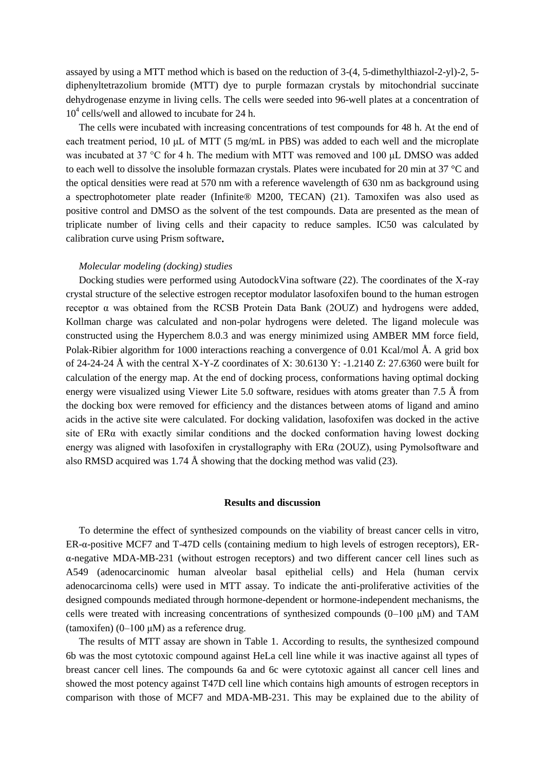assayed by using a MTT method which is based on the reduction of 3-(4, 5-dimethylthiazol-2-yl)-2, 5-diphenyltetrazolium bromide (MTT) dye to purple formazan crystals by mitochondrial succinate dehydrogenase enzyme in living cells. The cells were seeded into 96-well plates at a concentration of $10^4$ cells/well and allowed to incubate for 24 h.

The cells were incubated with increasing concentrations of test compounds for 48 h. At the end of each treatment period, 10 μL of MTT (5 mg/mL in PBS) was added to each well and the microplate was incubated at 37 °C for 4 h. The medium with MTT was removed and 100 μL DMSO was added to each well to dissolve the insoluble formazan crystals. Plates were incubated for 20 min at 37 °C and the optical densities were read at 570 nm with a reference wavelength of 630 nm as background using a spectrophotometer plate reader (Infinite® M200, TECAN) (21). Tamoxifen was also used as positive control and DMSO as the solvent of the test compounds. Data are presented as the mean of triplicate number of living cells and their capacity to reduce samples. IC50 was calculated by calibration curve using Prism software.

*Molecular modeling (docking) studies*

Docking studies were performed using AutodockVina software (22). The coordinates of the X-ray crystal structure of the selective estrogen receptor modulator lasofoxifen bound to the human estrogen receptor α was obtained from the RCSB Protein Data Bank (2OUZ) and hydrogens were added, Kollman charge was calculated and non-polar hydrogens were deleted. The ligand molecule was constructed using the Hyperchem 8.0.3 and was energy minimized using AMBER MM force field, Polak-Ribier algorithm for 1000 interactions reaching a convergence of 0.01 Kcal/mol Å. A grid box of 24-24-24 Å with the central X-Y-Z coordinates of X: 30.6130 Y: -1.2140 Z: 27.6360 were built for calculation of the energy map. At the end of docking process, conformations having optimal docking energy were visualized using Viewer Lite 5.0 software, residues with atoms greater than 7.5 Å from the docking box were removed for efficiency and the distances between atoms of ligand and amino acids in the active site were calculated. For docking validation, lasofoxifen was docked in the active site of ERα with exactly similar conditions and the docked conformation having lowest docking energy was aligned with lasofoxifen in crystallography with ERα (2OUZ), using Pymolsoftware and also RMSD acquired was 1.74 Å showing that the docking method was valid (23).

## Results and discussion

To determine the effect of synthesized compounds on the viability of breast cancer cells in vitro, ER-α-positive MCF7 and T-47D cells (containing medium to high levels of estrogen receptors), ER-α-negative MDA-MB-231 (without estrogen receptors) and two different cancer cell lines such as A549 (adenocarcinomic human alveolar basal epithelial cells) and Hela (human cervix adenocarcinoma cells) were used in MTT assay. To indicate the anti-proliferative activities of the designed compounds mediated through hormone-dependent or hormone-independent mechanisms, the cells were treated with increasing concentrations of synthesized compounds (0–100 μM) and TAM (tamoxifen) (0–100 μM) as a reference drug.

The results of MTT assay are shown in Table 1. According to results, the synthesized compound 6b was the most cytotoxic compound against HeLa cell line while it was inactive against all types of breast cancer cell lines. The compounds 6a and 6c were cytotoxic against all cancer cell lines and showed the most potency against T47D cell line which contains high amounts of estrogen receptors in comparison with those of MCF7 and MDA-MB-231. This may be explained due to the ability of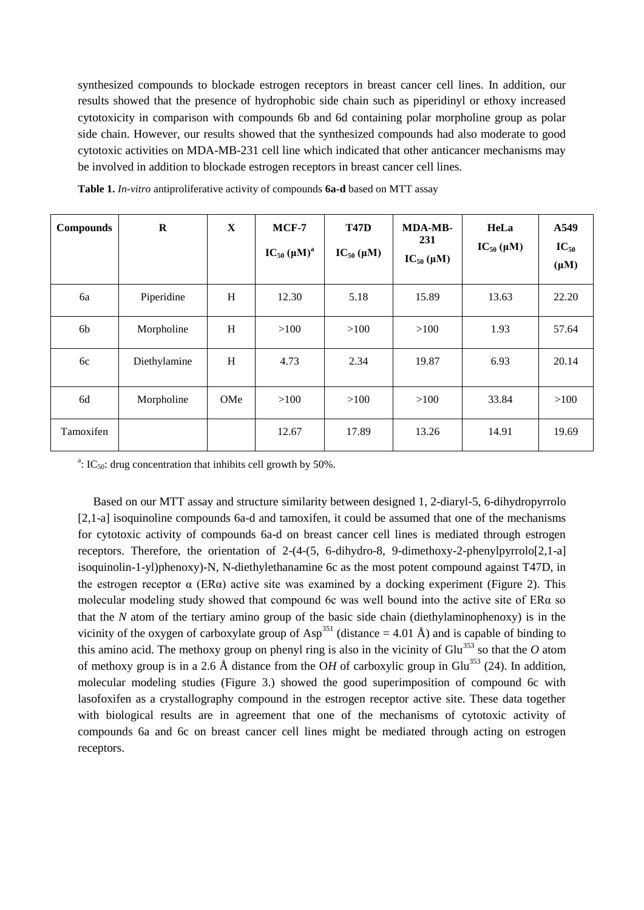synthesized compounds to blockade estrogen receptors in breast cancer cell lines. In addition, our results showed that the presence of hydrophobic side chain such as piperidinyl or ethoxy increased cytotoxicity in comparison with compounds 6b and 6d containing polar morpholine group as polar side chain. However, our results showed that the synthesized compounds had also moderate to good cytotoxic activities on MDA-MB-231 cell line which indicated that other anticancer mechanisms may be involved in addition to blockade estrogen receptors in breast cancer cell lines.

**Table 1.** *In-vitro* antiproliferative activity of compounds **6a-d** based on MTT assay

| Compounds | R | X | MCF-7 $IC_{50}$ (μM)[a] | T47D $IC_{50}$ (μM) | MDA-MB-231 $IC_{50}$ (μM) | HeLa $IC_{50}$ (μM) | A549 $IC_{50}$ (μM) |
|---|---|---|---|---|---|---|---|
| 6a | Piperidine | H | 12.30 | 5.18 | 15.89 | 13.63 | 22.20 |
| 6b | Morpholine | H | >100 | >100 | >100 | 1.93 | 57.64 |
| 6c | Diethylamine | H | 4.73 | 2.34 | 19.87 | 6.93 | 20.14 |
| 6d | Morpholine | OMe | >100 | >100 | >100 | 33.84 | >100 |
| Tamoxifen | | | 12.67 | 17.89 | 13.26 | 14.91 | 19.69 |

[a]: $IC_{50}$: drug concentration that inhibits cell growth by 50%.

Based on our MTT assay and structure similarity between designed 1, 2-diaryl-5, 6-dihydropyrrolo [2,1-a] isoquinoline compounds 6a-d and tamoxifen, it could be assumed that one of the mechanisms for cytotoxic activity of compounds 6a-d on breast cancer cell lines is mediated through estrogen receptors. Therefore, the orientation of 2-(4-(5, 6-dihydro-8, 9-dimethoxy-2-phenylpyrrolo[2,1-a] isoquinolin-1-yl)phenoxy)-N, N-diethylethanamine 6c as the most potent compound against T47D, in the estrogen receptor α (ERα) active site was examined by a docking experiment (Figure 2). This molecular modeling study showed that compound 6c was well bound into the active site of ERα so that the *N* atom of the tertiary amino group of the basic side chain (diethylaminophenoxy) is in the vicinity of the oxygen of carboxylate group of $Asp^{351}$ (distance = 4.01 Å) and is capable of binding to this amino acid. The methoxy group on phenyl ring is also in the vicinity of $Glu^{353}$ so that the *O* atom of methoxy group is in a 2.6 Å distance from the O*H* of carboxylic group in $Glu^{353}$ (24). In addition, molecular modeling studies (Figure 3.) showed the good superimposition of compound 6c with lasofoxifen as a crystallography compound in the estrogen receptor active site. These data together with biological results are in agreement that one of the mechanisms of cytotoxic activity of compounds 6a and 6c on breast cancer cell lines might be mediated through acting on estrogen receptors.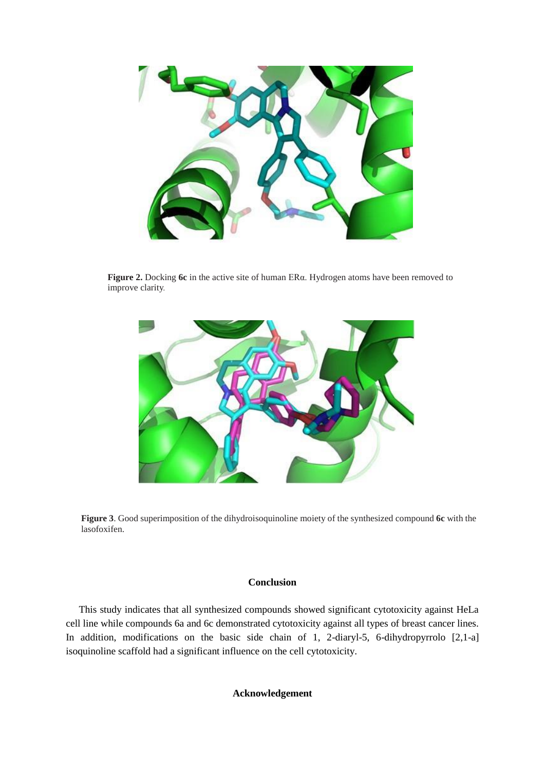**Figure 2.** Docking **6c** in the active site of human ERα. Hydrogen atoms have been removed to improve clarity.

**Figure 3**. Good superimposition of the dihydroisoquinoline moiety of the synthesized compound **6c** with the lasofoxifen.

## Conclusion

This study indicates that all synthesized compounds showed significant cytotoxicity against HeLa cell line while compounds 6a and 6c demonstrated cytotoxicity against all types of breast cancer lines. In addition, modifications on the basic side chain of 1, 2-diaryl-5, 6-dihydropyrrolo [2,1-a] isoquinoline scaffold had a significant influence on the cell cytotoxicity.

## Acknowledgement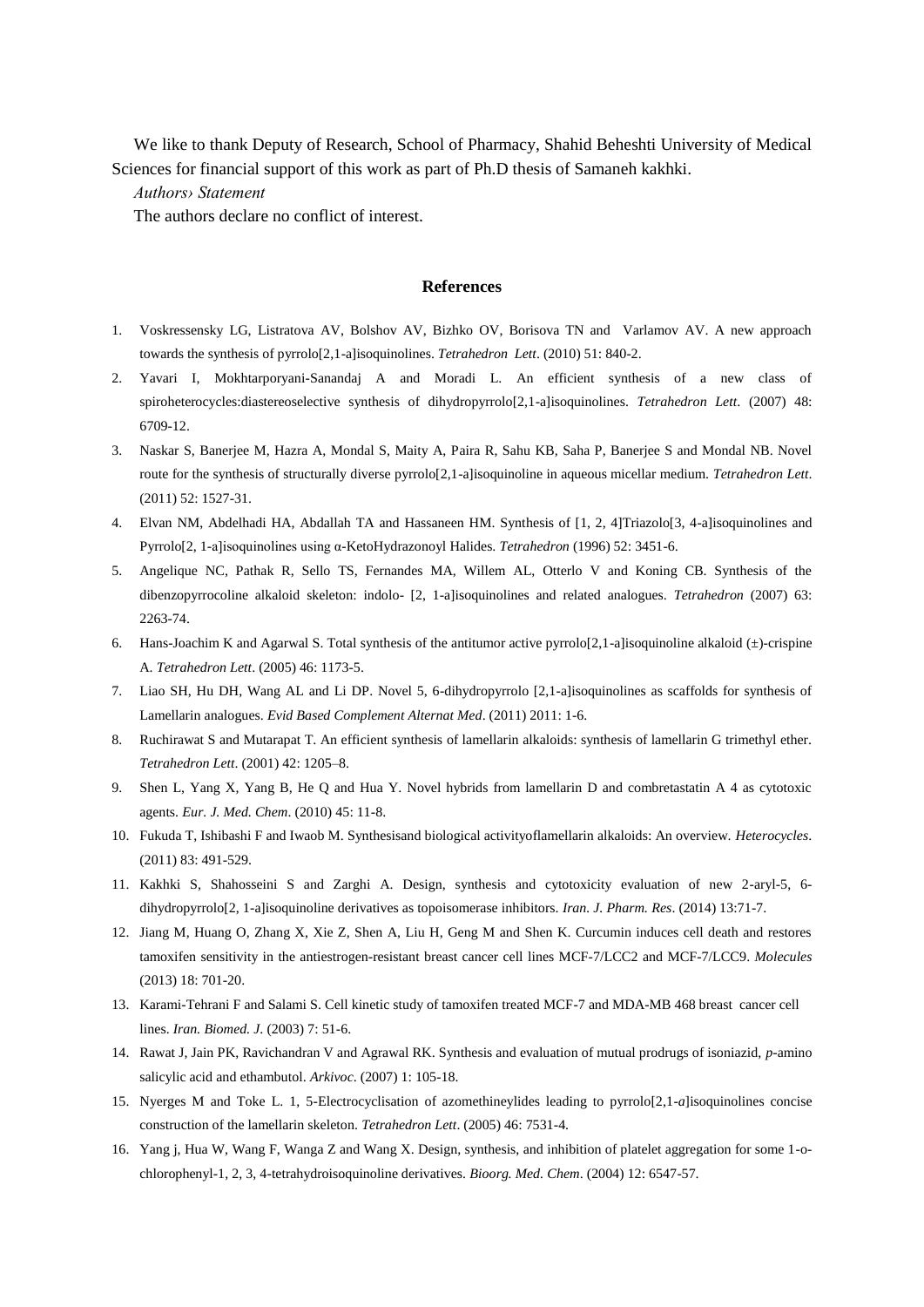We like to thank Deputy of Research, School of Pharmacy, Shahid Beheshti University of Medical Sciences for financial support of this work as part of Ph.D thesis of Samaneh kakhki.

*Authors› Statement*

The authors declare no conflict of interest.

## References

1. Voskressensky LG, Listratova AV, Bolshov AV, Bizhko OV, Borisova TN and Varlamov AV. A new approach towards the synthesis of pyrrolo[2,1-a]isoquinolines. *Tetrahedron Lett*. (2010) 51: 840-2.
2. Yavari I, Mokhtarporyani-Sanandaj A and Moradi L. An efficient synthesis of a new class of spiroheterocycles:diastereoselective synthesis of dihydropyrrolo[2,1-a]isoquinolines. *Tetrahedron Lett*. (2007) 48: 6709-12.
3. Naskar S, Banerjee M, Hazra A, Mondal S, Maity A, Paira R, Sahu KB, Saha P, Banerjee S and Mondal NB. Novel route for the synthesis of structurally diverse pyrrolo[2,1-a]isoquinoline in aqueous micellar medium. *Tetrahedron Lett*. (2011) 52: 1527-31.
4. Elvan NM, Abdelhadi HA, Abdallah TA and Hassaneen HM. Synthesis of [1, 2, 4]Triazolo[3, 4-a]isoquinolines and Pyrrolo[2, 1-a]isoquinolines using α-KetoHydrazonoyl Halides. *Tetrahedron* (1996) 52: 3451-6.
5. Angelique NC, Pathak R, Sello TS, Fernandes MA, Willem AL, Otterlo V and Koning CB. Synthesis of the dibenzopyrrocoline alkaloid skeleton: indolo- [2, 1-a]isoquinolines and related analogues. *Tetrahedron* (2007) 63: 2263-74.
6. Hans-Joachim K and Agarwal S. Total synthesis of the antitumor active pyrrolo[2,1-a]isoquinoline alkaloid (±)-crispine A. *Tetrahedron Lett*. (2005) 46: 1173-5.
7. Liao SH, Hu DH, Wang AL and Li DP. Novel 5, 6-dihydropyrrolo [2,1-a]isoquinolines as scaffolds for synthesis of Lamellarin analogues. *Evid Based Complement Alternat Med*. (2011) 2011: 1-6.
8. Ruchirawat S and Mutarapat T. An efficient synthesis of lamellarin alkaloids: synthesis of lamellarin G trimethyl ether. *Tetrahedron Lett*. (2001) 42: 1205–8.
9. Shen L, Yang X, Yang B, He Q and Hua Y. Novel hybrids from lamellarin D and combretastatin A 4 as cytotoxic agents. *Eur. J. Med. Chem*. (2010) 45: 11-8.
10. Fukuda T, Ishibashi F and Iwaob M. Synthesisand biological activityoflamellarin alkaloids: An overview. *Heterocycles*. (2011) 83: 491-529.
11. Kakhki S, Shahosseini S and Zarghi A. Design, synthesis and cytotoxicity evaluation of new 2-aryl-5, 6-dihydropyrrolo[2, 1-a]isoquinoline derivatives as topoisomerase inhibitors. *Iran. J. Pharm. Res*. (2014) 13:71-7.
12. Jiang M, Huang O, Zhang X, Xie Z, Shen A, Liu H, Geng M and Shen K. Curcumin induces cell death and restores tamoxifen sensitivity in the antiestrogen-resistant breast cancer cell lines MCF-7/LCC2 and MCF-7/LCC9. *Molecules* (2013) 18: 701-20.
13. Karami-Tehrani F and Salami S. Cell kinetic study of tamoxifen treated MCF-7 and MDA-MB 468 breast cancer cell lines. *Iran. Biomed. J.* (2003) 7: 51-6.
14. Rawat J, Jain PK, Ravichandran V and Agrawal RK. Synthesis and evaluation of mutual prodrugs of isoniazid, *p*-amino salicylic acid and ethambutol. *Arkivoc*. (2007) 1: 105-18.
15. Nyerges M and Toke L. 1, 5-Electrocyclisation of azomethineylides leading to pyrrolo[2,1-*a*]isoquinolines concise construction of the lamellarin skeleton. *Tetrahedron Lett*. (2005) 46: 7531-4.
16. Yang j, Hua W, Wang F, Wanga Z and Wang X. Design, synthesis, and inhibition of platelet aggregation for some 1-o-chlorophenyl-1, 2, 3, 4-tetrahydroisoquinoline derivatives. *Bioorg. Med. Chem*. (2004) 12: 6547-57.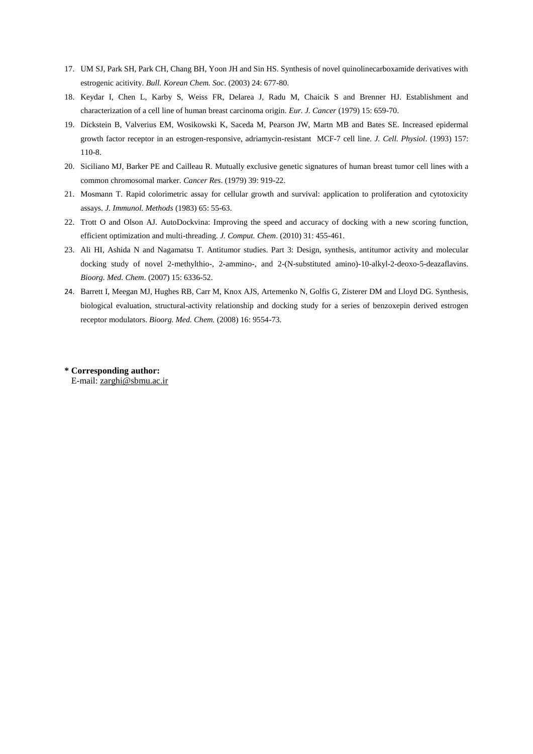17. UM SJ, Park SH, Park CH, Chang BH, Yoon JH and Sin HS. Synthesis of novel quinolinecarboxamide derivatives with estrogenic acitivity. *Bull. Korean Chem. Soc*. (2003) 24: 677-80.
18. Keydar I, Chen L, Karby S, Weiss FR, Delarea J, Radu M, Chaicik S and Brenner HJ. Establishment and characterization of a cell line of human breast carcinoma origin. *Eur. J. Cancer* (1979) 15: 659-70.
19. Dickstein B, Valverius EM, Wosikowski K, Saceda M, Pearson JW, Martn MB and Bates SE. Increased epidermal growth factor receptor in an estrogen-responsive, adriamycin-resistant MCF-7 cell line. *J. Cell. Physiol*. (1993) 157: 110-8.
20. Siciliano MJ, Barker PE and Cailleau R. Mutually exclusive genetic signatures of human breast tumor cell lines with a common chromosomal marker. *Cancer Res*. (1979) 39: 919-22.
21. Mosmann T. Rapid colorimetric assay for cellular growth and survival: application to proliferation and cytotoxicity assays. *J. Immunol. Methods* (1983) 65: 55-63.
22. Trott O and Olson AJ. AutoDockvina: Improving the speed and accuracy of docking with a new scoring function, efficient optimization and multi-threading. *J. Comput. Chem*. (2010) 31: 455-461.
23. Ali HI, Ashida N and Nagamatsu T. Antitumor studies. Part 3: Design, synthesis, antitumor activity and molecular docking study of novel 2-methylthio-, 2-ammino-, and 2-(N-substituted amino)-10-alkyl-2-deoxo-5-deazaflavins. *Bioorg. Med. Chem*. (2007) 15: 6336-52.
24. Barrett I, Meegan MJ, Hughes RB, Carr M, Knox AJS, Artemenko N, Golfis G, Zisterer DM and Lloyd DG. Synthesis, biological evaluation, structural-activity relationship and docking study for a series of benzoxepin derived estrogen receptor modulators. *Bioorg. Med. Chem.* (2008) 16: 9554-73.

**\* Corresponding author:**
E-mail: zarghi@sbmu.ac.ir